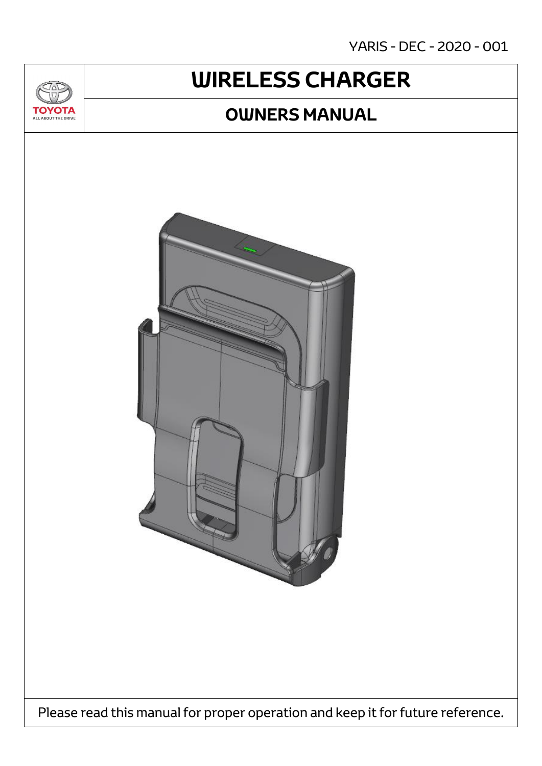YARIS - DEC - 2020 - 001

TOYOTA

ALL ABOUT THE DRIVE

# WIRELESS CHARGER

## OWNERS MANUAL

Please read this manual for proper operation and keep it for future reference.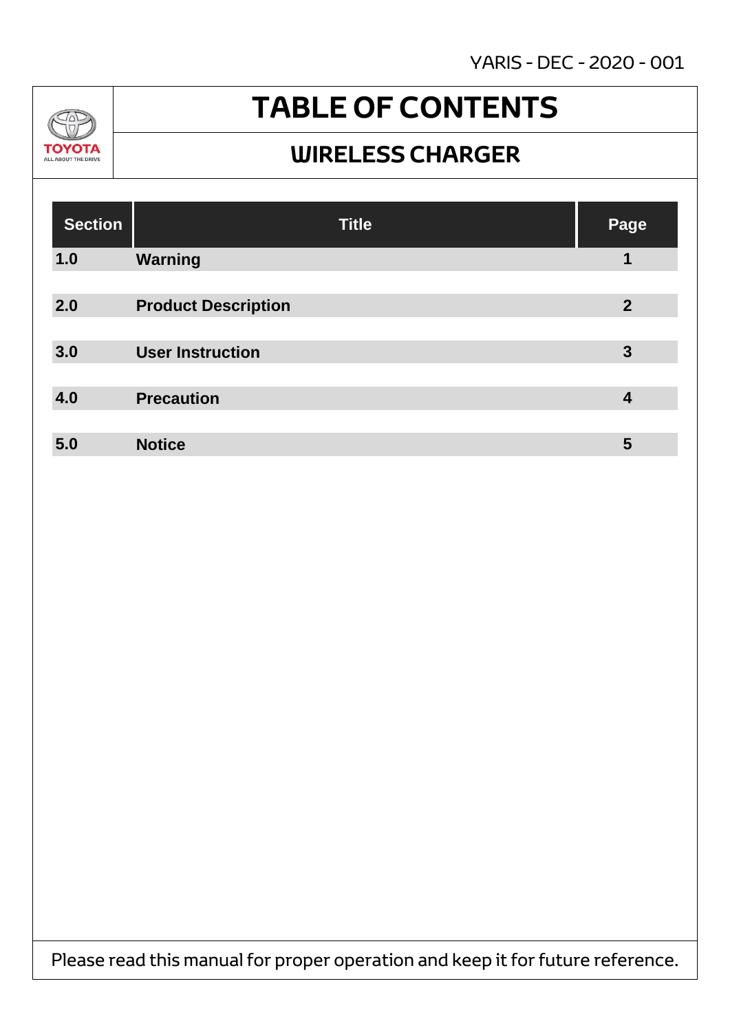YARIS - DEC - 2020 - 001

TOYOTA
ALL ABOUT THE DRIVE

# TABLE OF CONTENTS

## WIRELESS CHARGER

| Section | Title | Page |
|---|---|---|
| **1.0** | **Warning** | **1** |
| **2.0** | **Product Description** | **2** |
| **3.0** | **User Instruction** | **3** |
| **4.0** | **Precaution** | **4** |
| **5.0** | **Notice** | **5** |

Please read this manual for proper operation and keep it for future reference.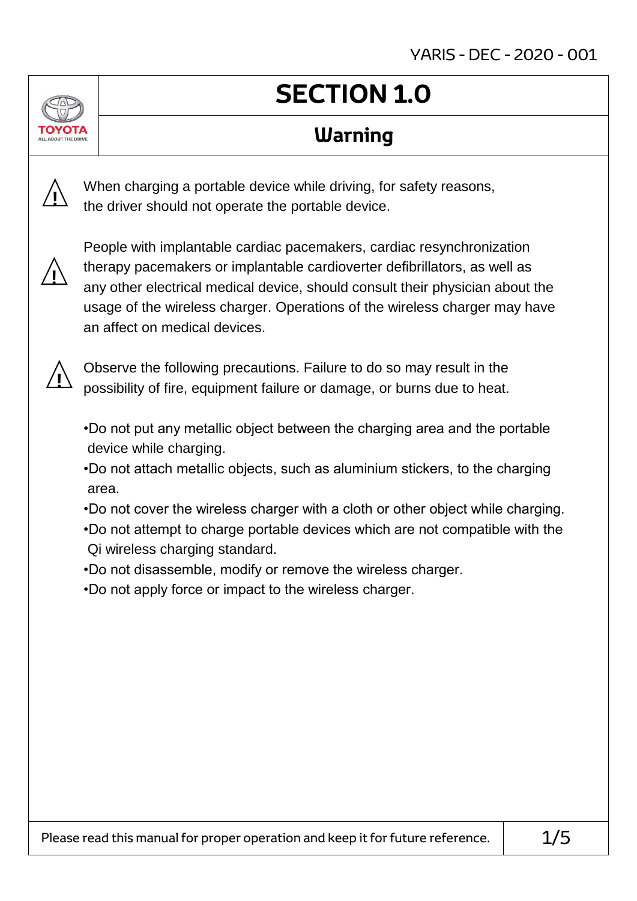# SECTION 1.0

## Warning

⚠ When charging a portable device while driving, for safety reasons, the driver should not operate the portable device.

⚠ People with implantable cardiac pacemakers, cardiac resynchronization therapy pacemakers or implantable cardioverter defibrillators, as well as any other electrical medical device, should consult their physician about the usage of the wireless charger. Operations of the wireless charger may have an affect on medical devices.

⚠ Observe the following precautions. Failure to do so may result in the possibility of fire, equipment failure or damage, or burns due to heat.

- Do not put any metallic object between the charging area and the portable device while charging.
- Do not attach metallic objects, such as aluminium stickers, to the charging area.
- Do not cover the wireless charger with a cloth or other object while charging.
- Do not attempt to charge portable devices which are not compatible with the Qi wireless charging standard.
- Do not disassemble, modify or remove the wireless charger.
- Do not apply force or impact to the wireless charger.

Please read this manual for proper operation and keep it for future reference.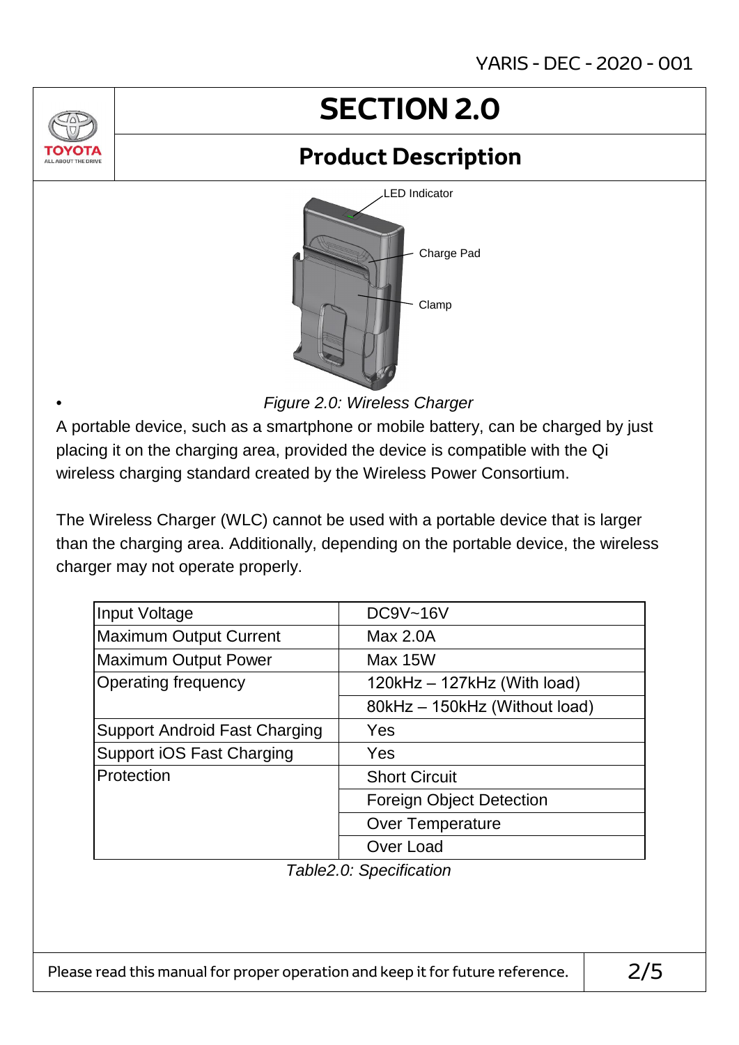# SECTION 2.0

## Product Description

LED Indicator

Charge Pad

Clamp

*Figure 2.0: Wireless Charger*

A portable device, such as a smartphone or mobile battery, can be charged by just placing it on the charging area, provided the device is compatible with the Qi wireless charging standard created by the Wireless Power Consortium.

The Wireless Charger (WLC) cannot be used with a portable device that is larger than the charging area. Additionally, depending on the portable device, the wireless charger may not operate properly.

| Input Voltage | DC9V~16V |
|---|---|
| Maximum Output Current | Max 2.0A |
| Maximum Output Power | Max 15W |
| Operating frequency | 120kHz – 127kHz (With load) |
| | 80kHz – 150kHz (Without load) |
| Support Android Fast Charging | Yes |
| Support iOS Fast Charging | Yes |
| Protection | Short Circuit |
| | Foreign Object Detection |
| | Over Temperature |
| | Over Load |

*Table2.0: Specification*

Please read this manual for proper operation and keep it for future reference.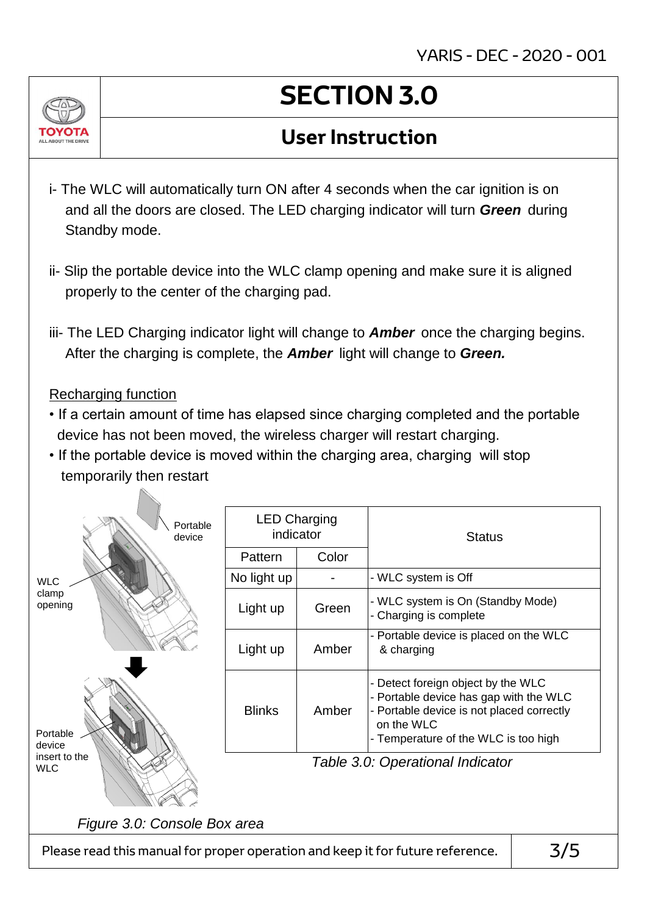# SECTION 3.0

## User Instruction

i- The WLC will automatically turn ON after 4 seconds when the car ignition is on and all the doors are closed. The LED charging indicator will turn ***Green*** during Standby mode.

ii- Slip the portable device into the WLC clamp opening and make sure it is aligned properly to the center of the charging pad.

iii- The LED Charging indicator light will change to ***Amber*** once the charging begins. After the charging is complete, the ***Amber*** light will change to ***Green.***

Recharging function

- If a certain amount of time has elapsed since charging completed and the portable device has not been moved, the wireless charger will restart charging.
- If the portable device is moved within the charging area, charging will stop temporarily then restart

Portable device

WLC clamp opening

Portable device insert to the WLC

*Figure 3.0: Console Box area*

| LED Charging indicator | | Status |
|---|---|---|
| Pattern | Color | |
| No light up | - | - WLC system is Off |
| Light up | Green | - WLC system is On (Standby Mode)<br>- Charging is complete |
| Light up | Amber | - Portable device is placed on the WLC & charging |
| Blinks | Amber | - Detect foreign object by the WLC<br>- Portable device has gap with the WLC<br>- Portable device is not placed correctly on the WLC<br>- Temperature of the WLC is too high |

*Table 3.0: Operational Indicator*

Please read this manual for proper operation and keep it for future reference.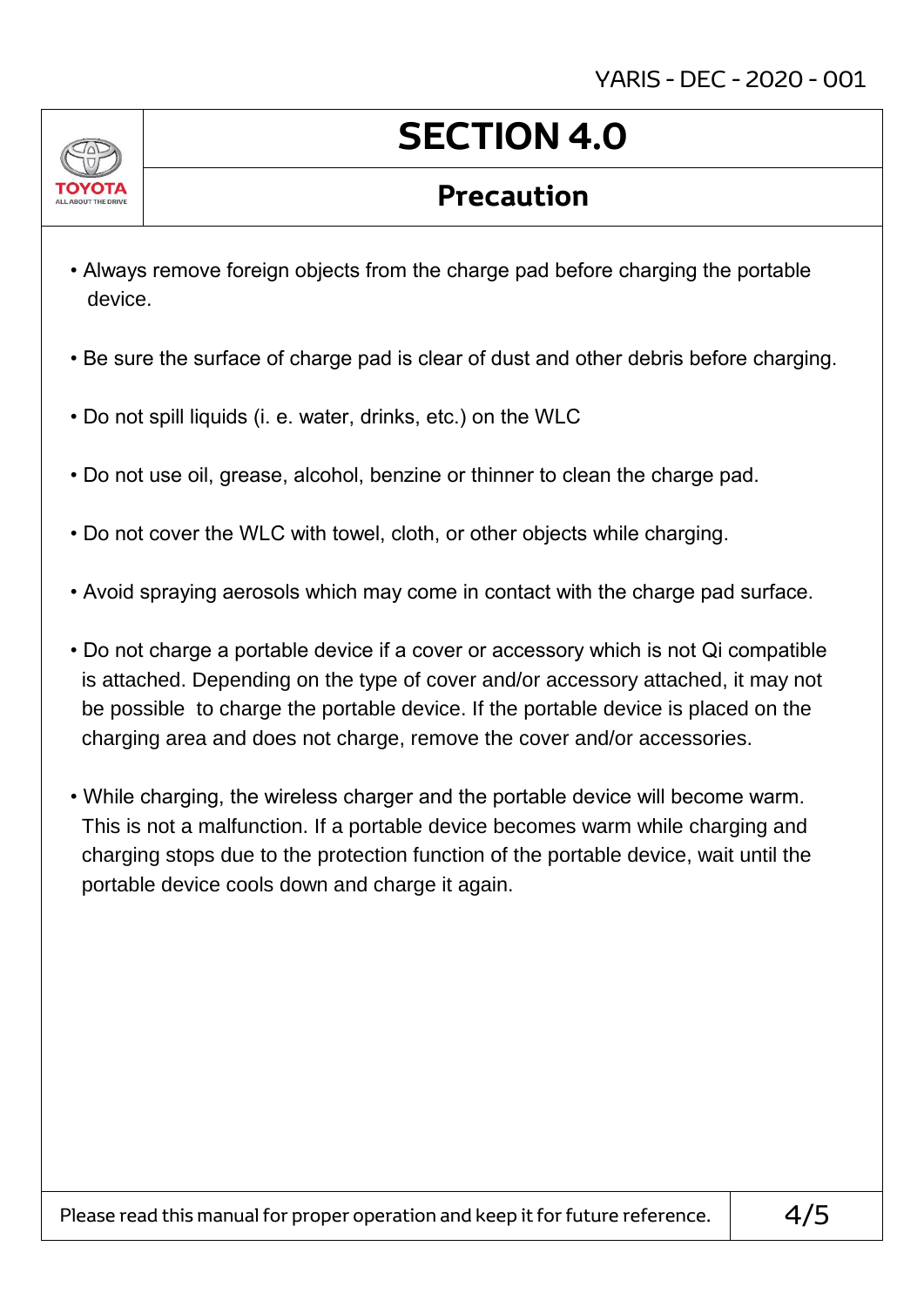# SECTION 4.0

## Precaution

- Always remove foreign objects from the charge pad before charging the portable device.
- Be sure the surface of charge pad is clear of dust and other debris before charging.
- Do not spill liquids (i. e. water, drinks, etc.) on the WLC
- Do not use oil, grease, alcohol, benzine or thinner to clean the charge pad.
- Do not cover the WLC with towel, cloth, or other objects while charging.
- Avoid spraying aerosols which may come in contact with the charge pad surface.
- Do not charge a portable device if a cover or accessory which is not Qi compatible is attached. Depending on the type of cover and/or accessory attached, it may not be possible to charge the portable device. If the portable device is placed on the charging area and does not charge, remove the cover and/or accessories.
- While charging, the wireless charger and the portable device will become warm. This is not a malfunction. If a portable device becomes warm while charging and charging stops due to the protection function of the portable device, wait until the portable device cools down and charge it again.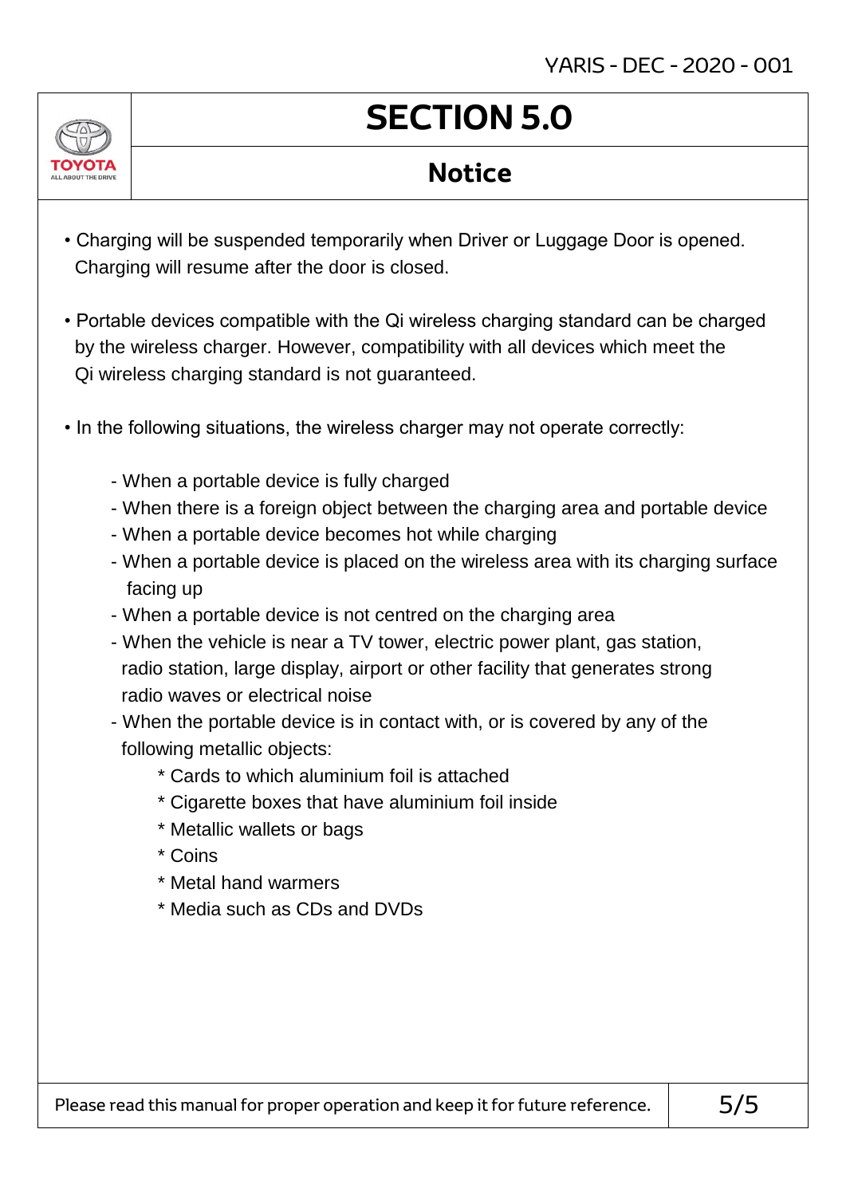# SECTION 5.0

## Notice

- Charging will be suspended temporarily when Driver or Luggage Door is opened. Charging will resume after the door is closed.

- Portable devices compatible with the Qi wireless charging standard can be charged by the wireless charger. However, compatibility with all devices which meet the Qi wireless charging standard is not guaranteed.

- In the following situations, the wireless charger may not operate correctly:

  - When a portable device is fully charged
  - When there is a foreign object between the charging area and portable device
  - When a portable device becomes hot while charging
  - When a portable device is placed on the wireless area with its charging surface facing up
  - When a portable device is not centred on the charging area
  - When the vehicle is near a TV tower, electric power plant, gas station, radio station, large display, airport or other facility that generates strong radio waves or electrical noise
  - When the portable device is in contact with, or is covered by any of the following metallic objects:
    - Cards to which aluminium foil is attached
    - Cigarette boxes that have aluminium foil inside
    - Metallic wallets or bags
    - Coins
    - Metal hand warmers
    - Media such as CDs and DVDs

Please read this manual for proper operation and keep it for future reference.